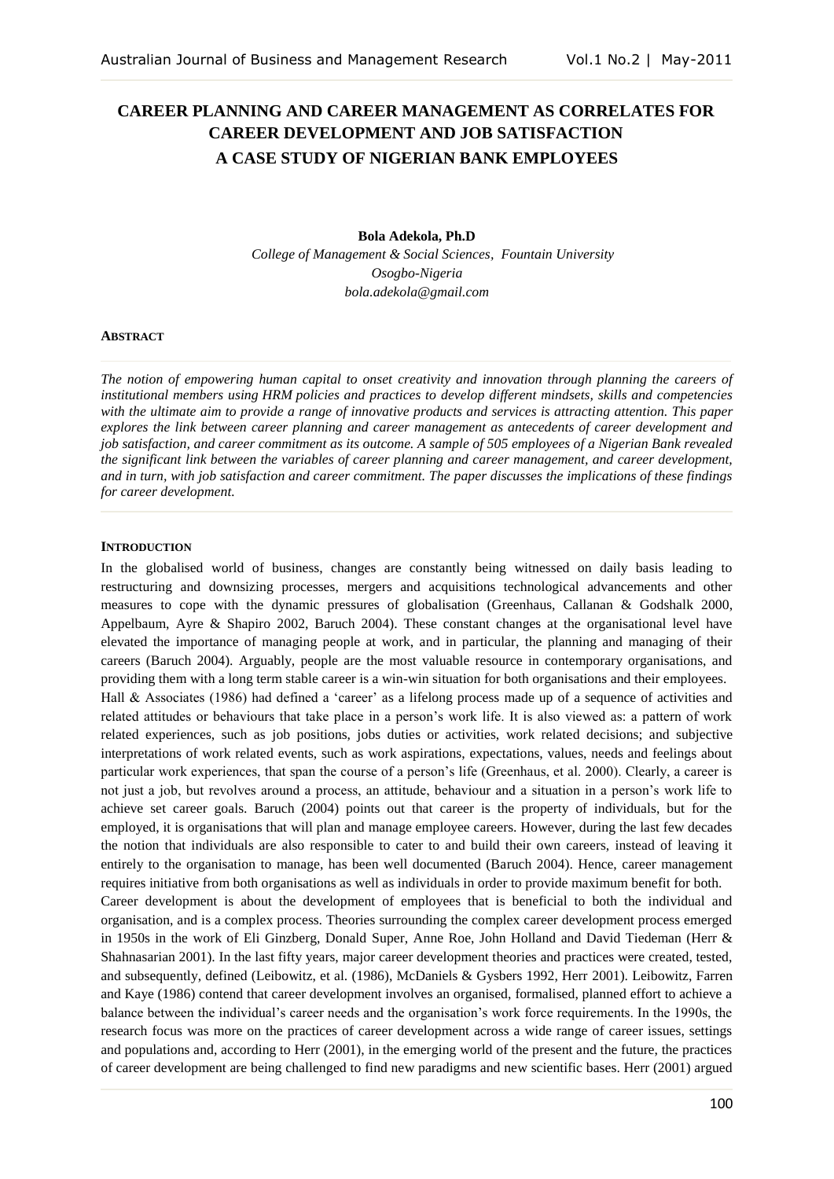# CAREER PLANNING AND CAREER MANAGEMENT AS CORRELATES FOR CAREER DEVELOPMENT AND JOB SATISFACTION
## A CASE STUDY OF NIGERIAN BANK EMPLOYEES

**Bola Adekola, Ph.D**

*College of Management & Social Sciences, Fountain University*
*Osogbo-Nigeria*
*bola.adekola@gmail.com*

### ABSTRACT

*The notion of empowering human capital to onset creativity and innovation through planning the careers of institutional members using HRM policies and practices to develop different mindsets, skills and competencies with the ultimate aim to provide a range of innovative products and services is attracting attention. This paper explores the link between career planning and career management as antecedents of career development and job satisfaction, and career commitment as its outcome. A sample of 505 employees of a Nigerian Bank revealed the significant link between the variables of career planning and career management, and career development, and in turn, with job satisfaction and career commitment. The paper discusses the implications of these findings for career development.*

### INTRODUCTION

In the globalised world of business, changes are constantly being witnessed on daily basis leading to restructuring and downsizing processes, mergers and acquisitions technological advancements and other measures to cope with the dynamic pressures of globalisation (Greenhaus, Callanan & Godshalk 2000, Appelbaum, Ayre & Shapiro 2002, Baruch 2004). These constant changes at the organisational level have elevated the importance of managing people at work, and in particular, the planning and managing of their careers (Baruch 2004). Arguably, people are the most valuable resource in contemporary organisations, and providing them with a long term stable career is a win-win situation for both organisations and their employees.

Hall & Associates (1986) had defined a 'career' as a lifelong process made up of a sequence of activities and related attitudes or behaviours that take place in a person's work life. It is also viewed as: a pattern of work related experiences, such as job positions, jobs duties or activities, work related decisions; and subjective interpretations of work related events, such as work aspirations, expectations, values, needs and feelings about particular work experiences, that span the course of a person's life (Greenhaus, et al. 2000). Clearly, a career is not just a job, but revolves around a process, an attitude, behaviour and a situation in a person's work life to achieve set career goals. Baruch (2004) points out that career is the property of individuals, but for the employed, it is organisations that will plan and manage employee careers. However, during the last few decades the notion that individuals are also responsible to cater to and build their own careers, instead of leaving it entirely to the organisation to manage, has been well documented (Baruch 2004). Hence, career management requires initiative from both organisations as well as individuals in order to provide maximum benefit for both.

Career development is about the development of employees that is beneficial to both the individual and organisation, and is a complex process. Theories surrounding the complex career development process emerged in 1950s in the work of Eli Ginzberg, Donald Super, Anne Roe, John Holland and David Tiedeman (Herr & Shahnasarian 2001). In the last fifty years, major career development theories and practices were created, tested, and subsequently, defined (Leibowitz, et al. (1986), McDaniels & Gysbers 1992, Herr 2001). Leibowitz, Farren and Kaye (1986) contend that career development involves an organised, formalised, planned effort to achieve a balance between the individual's career needs and the organisation's work force requirements. In the 1990s, the research focus was more on the practices of career development across a wide range of career issues, settings and populations and, according to Herr (2001), in the emerging world of the present and the future, the practices of career development are being challenged to find new paradigms and new scientific bases. Herr (2001) argued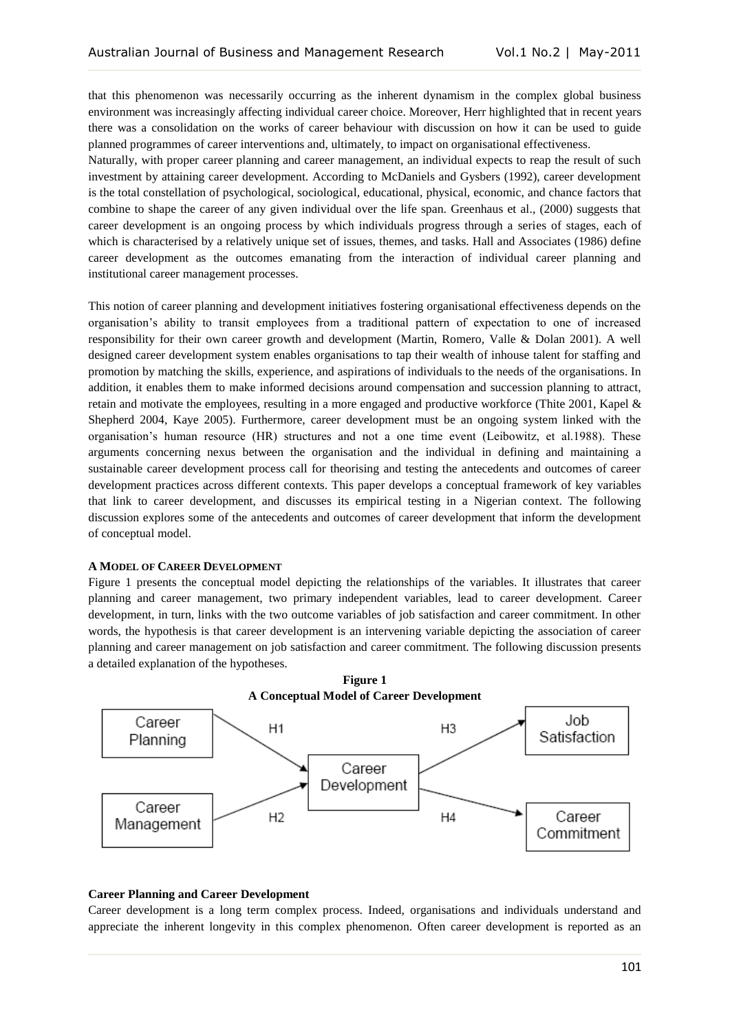that this phenomenon was necessarily occurring as the inherent dynamism in the complex global business environment was increasingly affecting individual career choice. Moreover, Herr highlighted that in recent years there was a consolidation on the works of career behaviour with discussion on how it can be used to guide planned programmes of career interventions and, ultimately, to impact on organisational effectiveness.

Naturally, with proper career planning and career management, an individual expects to reap the result of such investment by attaining career development. According to McDaniels and Gysbers (1992), career development is the total constellation of psychological, sociological, educational, physical, economic, and chance factors that combine to shape the career of any given individual over the life span. Greenhaus et al., (2000) suggests that career development is an ongoing process by which individuals progress through a series of stages, each of which is characterised by a relatively unique set of issues, themes, and tasks. Hall and Associates (1986) define career development as the outcomes emanating from the interaction of individual career planning and institutional career management processes.

This notion of career planning and development initiatives fostering organisational effectiveness depends on the organisation's ability to transit employees from a traditional pattern of expectation to one of increased responsibility for their own career growth and development (Martin, Romero, Valle & Dolan 2001). A well designed career development system enables organisations to tap their wealth of inhouse talent for staffing and promotion by matching the skills, experience, and aspirations of individuals to the needs of the organisations. In addition, it enables them to make informed decisions around compensation and succession planning to attract, retain and motivate the employees, resulting in a more engaged and productive workforce (Thite 2001, Kapel & Shepherd 2004, Kaye 2005). Furthermore, career development must be an ongoing system linked with the organisation's human resource (HR) structures and not a one time event (Leibowitz, et al.1988). These arguments concerning nexus between the organisation and the individual in defining and maintaining a sustainable career development process call for theorising and testing the antecedents and outcomes of career development practices across different contexts. This paper develops a conceptual framework of key variables that link to career development, and discusses its empirical testing in a Nigerian context. The following discussion explores some of the antecedents and outcomes of career development that inform the development of conceptual model.

**A MODEL OF CAREER DEVELOPMENT**

Figure 1 presents the conceptual model depicting the relationships of the variables. It illustrates that career planning and career management, two primary independent variables, lead to career development. Career development, in turn, links with the two outcome variables of job satisfaction and career commitment. In other words, the hypothesis is that career development is an intervening variable depicting the association of career planning and career management on job satisfaction and career commitment. The following discussion presents a detailed explanation of the hypotheses.

**Figure 1**
**A Conceptual Model of Career Development**

Career Planning
H1
Career Management
H2
Career Development
H3
Job Satisfaction
H4
Career Commitment

**Career Planning and Career Development**

Career development is a long term complex process. Indeed, organisations and individuals understand and appreciate the inherent longevity in this complex phenomenon. Often career development is reported as an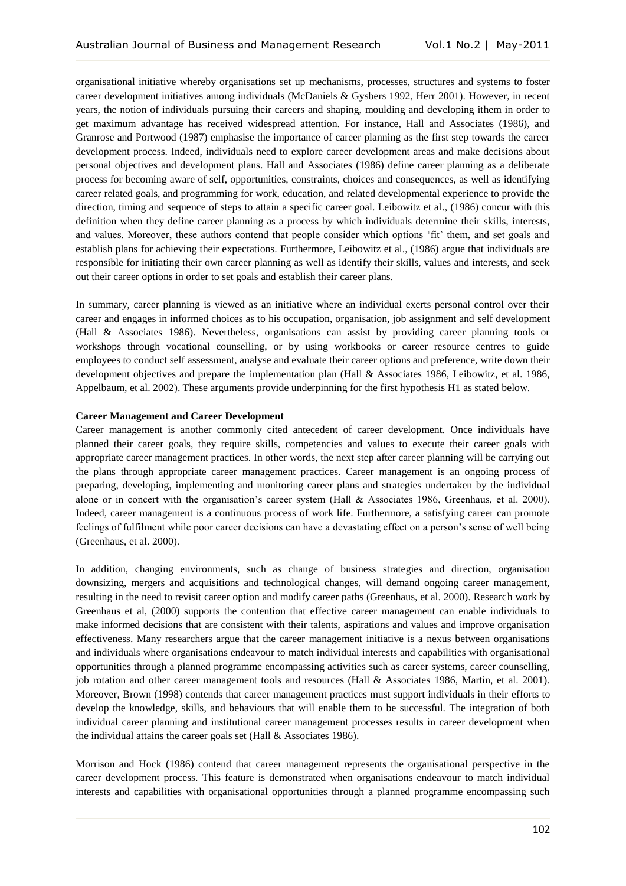organisational initiative whereby organisations set up mechanisms, processes, structures and systems to foster career development initiatives among individuals (McDaniels & Gysbers 1992, Herr 2001). However, in recent years, the notion of individuals pursuing their careers and shaping, moulding and developing ithem in order to get maximum advantage has received widespread attention. For instance, Hall and Associates (1986), and Granrose and Portwood (1987) emphasise the importance of career planning as the first step towards the career development process. Indeed, individuals need to explore career development areas and make decisions about personal objectives and development plans. Hall and Associates (1986) define career planning as a deliberate process for becoming aware of self, opportunities, constraints, choices and consequences, as well as identifying career related goals, and programming for work, education, and related developmental experience to provide the direction, timing and sequence of steps to attain a specific career goal. Leibowitz et al., (1986) concur with this definition when they define career planning as a process by which individuals determine their skills, interests, and values. Moreover, these authors contend that people consider which options 'fit' them, and set goals and establish plans for achieving their expectations. Furthermore, Leibowitz et al., (1986) argue that individuals are responsible for initiating their own career planning as well as identify their skills, values and interests, and seek out their career options in order to set goals and establish their career plans.

In summary, career planning is viewed as an initiative where an individual exerts personal control over their career and engages in informed choices as to his occupation, organisation, job assignment and self development (Hall & Associates 1986). Nevertheless, organisations can assist by providing career planning tools or workshops through vocational counselling, or by using workbooks or career resource centres to guide employees to conduct self assessment, analyse and evaluate their career options and preference, write down their development objectives and prepare the implementation plan (Hall & Associates 1986, Leibowitz, et al. 1986, Appelbaum, et al. 2002). These arguments provide underpinning for the first hypothesis H1 as stated below.

**Career Management and Career Development**

Career management is another commonly cited antecedent of career development. Once individuals have planned their career goals, they require skills, competencies and values to execute their career goals with appropriate career management practices. In other words, the next step after career planning will be carrying out the plans through appropriate career management practices. Career management is an ongoing process of preparing, developing, implementing and monitoring career plans and strategies undertaken by the individual alone or in concert with the organisation's career system (Hall & Associates 1986, Greenhaus, et al. 2000). Indeed, career management is a continuous process of work life. Furthermore, a satisfying career can promote feelings of fulfilment while poor career decisions can have a devastating effect on a person's sense of well being (Greenhaus, et al. 2000).

In addition, changing environments, such as change of business strategies and direction, organisation downsizing, mergers and acquisitions and technological changes, will demand ongoing career management, resulting in the need to revisit career option and modify career paths (Greenhaus, et al. 2000). Research work by Greenhaus et al, (2000) supports the contention that effective career management can enable individuals to make informed decisions that are consistent with their talents, aspirations and values and improve organisation effectiveness. Many researchers argue that the career management initiative is a nexus between organisations and individuals where organisations endeavour to match individual interests and capabilities with organisational opportunities through a planned programme encompassing activities such as career systems, career counselling, job rotation and other career management tools and resources (Hall & Associates 1986, Martin, et al. 2001). Moreover, Brown (1998) contends that career management practices must support individuals in their efforts to develop the knowledge, skills, and behaviours that will enable them to be successful. The integration of both individual career planning and institutional career management processes results in career development when the individual attains the career goals set (Hall & Associates 1986).

Morrison and Hock (1986) contend that career management represents the organisational perspective in the career development process. This feature is demonstrated when organisations endeavour to match individual interests and capabilities with organisational opportunities through a planned programme encompassing such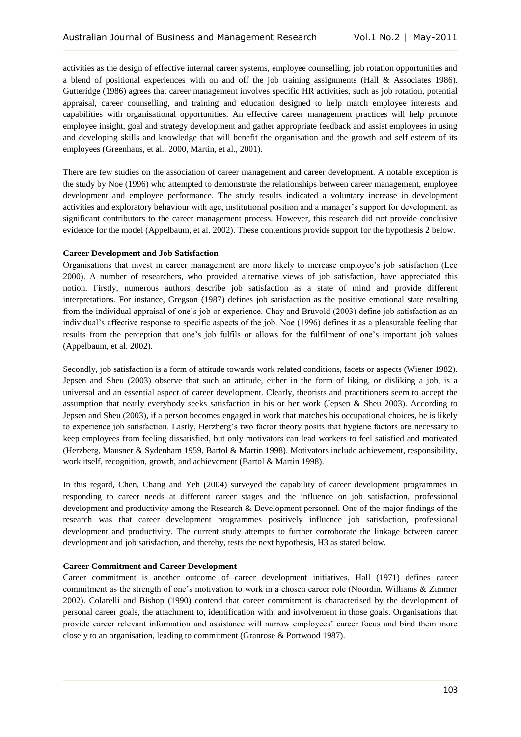activities as the design of effective internal career systems, employee counselling, job rotation opportunities and a blend of positional experiences with on and off the job training assignments (Hall & Associates 1986). Gutteridge (1986) agrees that career management involves specific HR activities, such as job rotation, potential appraisal, career counselling, and training and education designed to help match employee interests and capabilities with organisational opportunities. An effective career management practices will help promote employee insight, goal and strategy development and gather appropriate feedback and assist employees in using and developing skills and knowledge that will benefit the organisation and the growth and self esteem of its employees (Greenhaus, et al., 2000, Martin, et al., 2001).

There are few studies on the association of career management and career development. A notable exception is the study by Noe (1996) who attempted to demonstrate the relationships between career management, employee development and employee performance. The study results indicated a voluntary increase in development activities and exploratory behaviour with age, institutional position and a manager's support for development, as significant contributors to the career management process. However, this research did not provide conclusive evidence for the model (Appelbaum, et al. 2002). These contentions provide support for the hypothesis 2 below.

**Career Development and Job Satisfaction**

Organisations that invest in career management are more likely to increase employee's job satisfaction (Lee 2000). A number of researchers, who provided alternative views of job satisfaction, have appreciated this notion. Firstly, numerous authors describe job satisfaction as a state of mind and provide different interpretations. For instance, Gregson (1987) defines job satisfaction as the positive emotional state resulting from the individual appraisal of one's job or experience. Chay and Bruvold (2003) define job satisfaction as an individual's affective response to specific aspects of the job. Noe (1996) defines it as a pleasurable feeling that results from the perception that one's job fulfils or allows for the fulfilment of one's important job values (Appelbaum, et al. 2002).

Secondly, job satisfaction is a form of attitude towards work related conditions, facets or aspects (Wiener 1982). Jepsen and Sheu (2003) observe that such an attitude, either in the form of liking, or disliking a job, is a universal and an essential aspect of career development. Clearly, theorists and practitioners seem to accept the assumption that nearly everybody seeks satisfaction in his or her work (Jepsen & Sheu 2003). According to Jepsen and Sheu (2003), if a person becomes engaged in work that matches his occupational choices, he is likely to experience job satisfaction. Lastly, Herzberg's two factor theory posits that hygiene factors are necessary to keep employees from feeling dissatisfied, but only motivators can lead workers to feel satisfied and motivated (Herzberg, Mausner & Sydenham 1959, Bartol & Martin 1998). Motivators include achievement, responsibility, work itself, recognition, growth, and achievement (Bartol & Martin 1998).

In this regard, Chen, Chang and Yeh (2004) surveyed the capability of career development programmes in responding to career needs at different career stages and the influence on job satisfaction, professional development and productivity among the Research & Development personnel. One of the major findings of the research was that career development programmes positively influence job satisfaction, professional development and productivity. The current study attempts to further corroborate the linkage between career development and job satisfaction, and thereby, tests the next hypothesis, H3 as stated below.

**Career Commitment and Career Development**

Career commitment is another outcome of career development initiatives. Hall (1971) defines career commitment as the strength of one's motivation to work in a chosen career role (Noordin, Williams & Zimmer 2002). Colarelli and Bishop (1990) contend that career commitment is characterised by the development of personal career goals, the attachment to, identification with, and involvement in those goals. Organisations that provide career relevant information and assistance will narrow employees' career focus and bind them more closely to an organisation, leading to commitment (Granrose & Portwood 1987).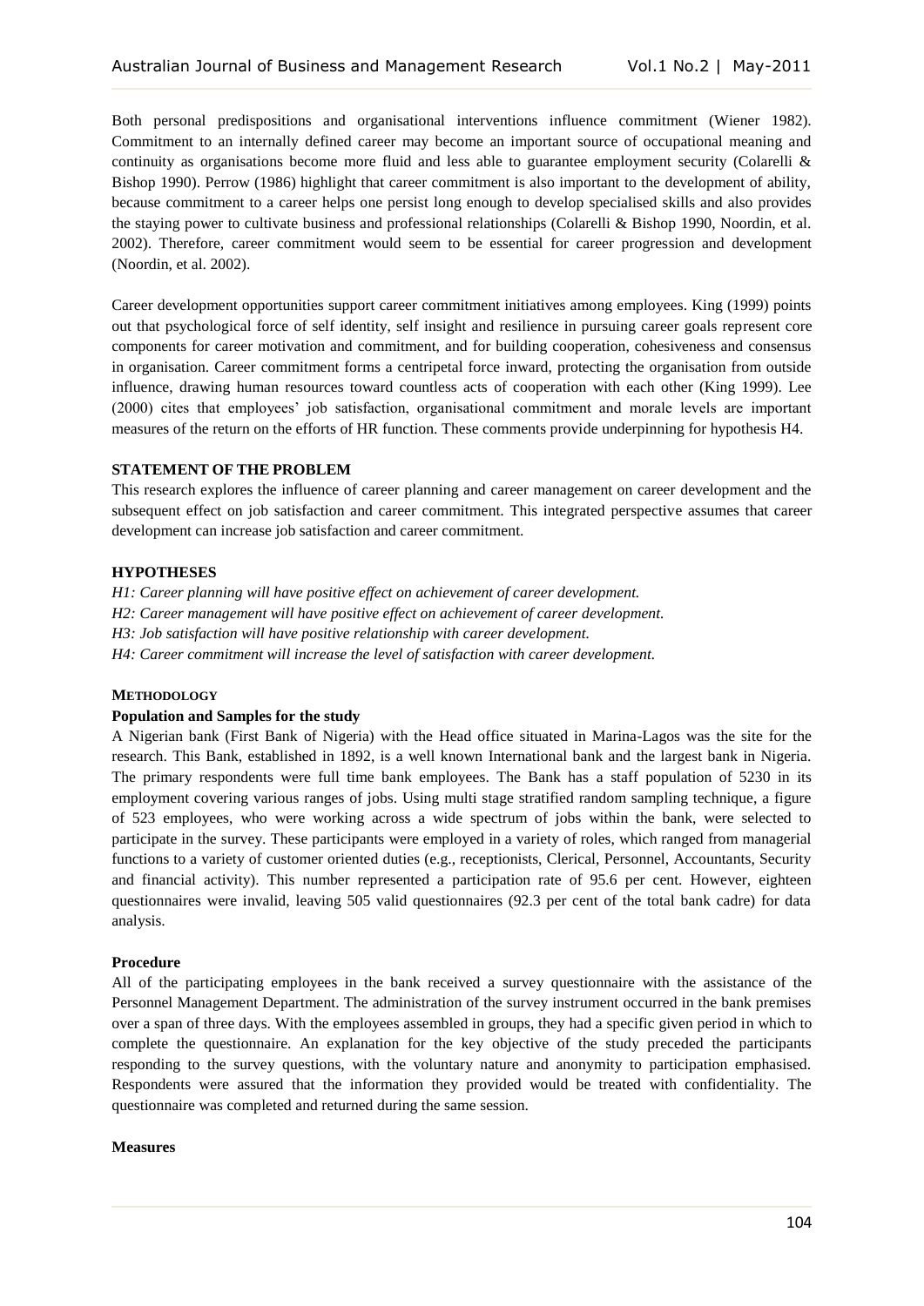Both personal predispositions and organisational interventions influence commitment (Wiener 1982). Commitment to an internally defined career may become an important source of occupational meaning and continuity as organisations become more fluid and less able to guarantee employment security (Colarelli & Bishop 1990). Perrow (1986) highlight that career commitment is also important to the development of ability, because commitment to a career helps one persist long enough to develop specialised skills and also provides the staying power to cultivate business and professional relationships (Colarelli & Bishop 1990, Noordin, et al. 2002). Therefore, career commitment would seem to be essential for career progression and development (Noordin, et al. 2002).

Career development opportunities support career commitment initiatives among employees. King (1999) points out that psychological force of self identity, self insight and resilience in pursuing career goals represent core components for career motivation and commitment, and for building cooperation, cohesiveness and consensus in organisation. Career commitment forms a centripetal force inward, protecting the organisation from outside influence, drawing human resources toward countless acts of cooperation with each other (King 1999). Lee (2000) cites that employees' job satisfaction, organisational commitment and morale levels are important measures of the return on the efforts of HR function. These comments provide underpinning for hypothesis H4.

## STATEMENT OF THE PROBLEM

This research explores the influence of career planning and career management on career development and the subsequent effect on job satisfaction and career commitment. This integrated perspective assumes that career development can increase job satisfaction and career commitment.

## HYPOTHESES

*H1: Career planning will have positive effect on achievement of career development.*
*H2: Career management will have positive effect on achievement of career development.*
*H3: Job satisfaction will have positive relationship with career development.*
*H4: Career commitment will increase the level of satisfaction with career development.*

## METHODOLOGY

### Population and Samples for the study

A Nigerian bank (First Bank of Nigeria) with the Head office situated in Marina-Lagos was the site for the research. This Bank, established in 1892, is a well known International bank and the largest bank in Nigeria. The primary respondents were full time bank employees. The Bank has a staff population of 5230 in its employment covering various ranges of jobs. Using multi stage stratified random sampling technique, a figure of 523 employees, who were working across a wide spectrum of jobs within the bank, were selected to participate in the survey. These participants were employed in a variety of roles, which ranged from managerial functions to a variety of customer oriented duties (e.g., receptionists, Clerical, Personnel, Accountants, Security and financial activity). This number represented a participation rate of 95.6 per cent. However, eighteen questionnaires were invalid, leaving 505 valid questionnaires (92.3 per cent of the total bank cadre) for data analysis.

### Procedure

All of the participating employees in the bank received a survey questionnaire with the assistance of the Personnel Management Department. The administration of the survey instrument occurred in the bank premises over a span of three days. With the employees assembled in groups, they had a specific given period in which to complete the questionnaire. An explanation for the key objective of the study preceded the participants responding to the survey questions, with the voluntary nature and anonymity to participation emphasised. Respondents were assured that the information they provided would be treated with confidentiality. The questionnaire was completed and returned during the same session.

### Measures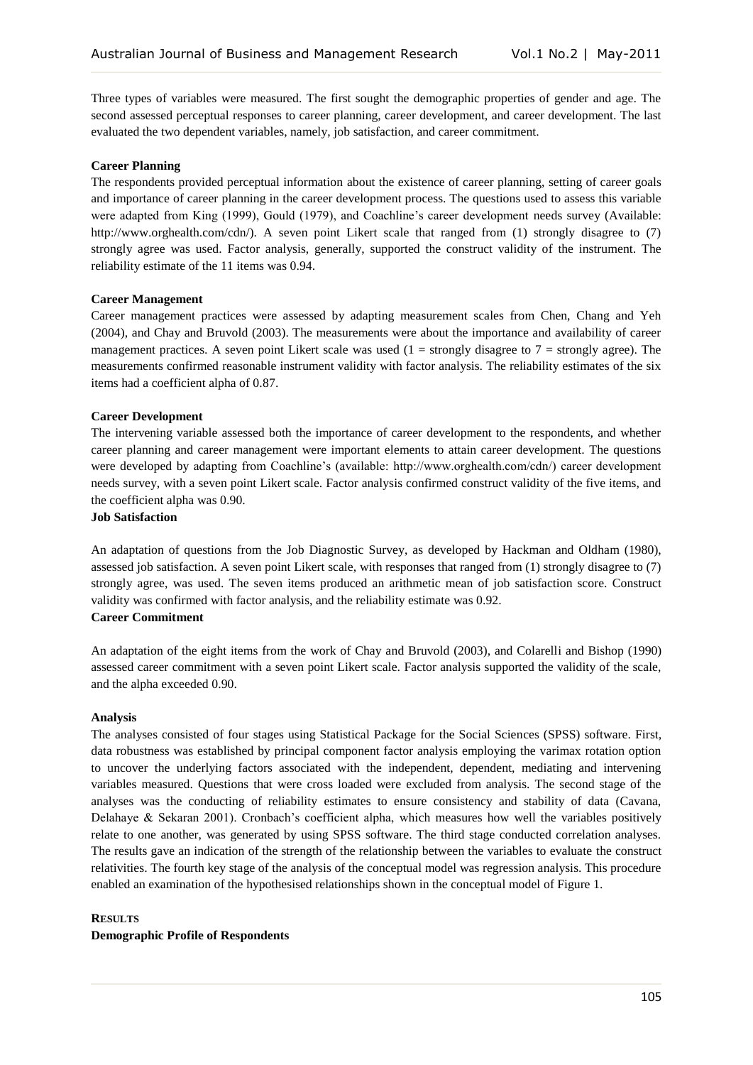Three types of variables were measured. The first sought the demographic properties of gender and age. The second assessed perceptual responses to career planning, career development, and career development. The last evaluated the two dependent variables, namely, job satisfaction, and career commitment.

**Career Planning**

The respondents provided perceptual information about the existence of career planning, setting of career goals and importance of career planning in the career development process. The questions used to assess this variable were adapted from King (1999), Gould (1979), and Coachline's career development needs survey (Available: http://www.orghealth.com/cdn/). A seven point Likert scale that ranged from (1) strongly disagree to (7) strongly agree was used. Factor analysis, generally, supported the construct validity of the instrument. The reliability estimate of the 11 items was 0.94.

**Career Management**

Career management practices were assessed by adapting measurement scales from Chen, Chang and Yeh (2004), and Chay and Bruvold (2003). The measurements were about the importance and availability of career management practices. A seven point Likert scale was used (1 = strongly disagree to 7 = strongly agree). The measurements confirmed reasonable instrument validity with factor analysis. The reliability estimates of the six items had a coefficient alpha of 0.87.

**Career Development**

The intervening variable assessed both the importance of career development to the respondents, and whether career planning and career management were important elements to attain career development. The questions were developed by adapting from Coachline's (available: http://www.orghealth.com/cdn/) career development needs survey, with a seven point Likert scale. Factor analysis confirmed construct validity of the five items, and the coefficient alpha was 0.90.

**Job Satisfaction**

An adaptation of questions from the Job Diagnostic Survey, as developed by Hackman and Oldham (1980), assessed job satisfaction. A seven point Likert scale, with responses that ranged from (1) strongly disagree to (7) strongly agree, was used. The seven items produced an arithmetic mean of job satisfaction score. Construct validity was confirmed with factor analysis, and the reliability estimate was 0.92.

**Career Commitment**

An adaptation of the eight items from the work of Chay and Bruvold (2003), and Colarelli and Bishop (1990) assessed career commitment with a seven point Likert scale. Factor analysis supported the validity of the scale, and the alpha exceeded 0.90.

**Analysis**

The analyses consisted of four stages using Statistical Package for the Social Sciences (SPSS) software. First, data robustness was established by principal component factor analysis employing the varimax rotation option to uncover the underlying factors associated with the independent, dependent, mediating and intervening variables measured. Questions that were cross loaded were excluded from analysis. The second stage of the analyses was the conducting of reliability estimates to ensure consistency and stability of data (Cavana, Delahaye & Sekaran 2001). Cronbach's coefficient alpha, which measures how well the variables positively relate to one another, was generated by using SPSS software. The third stage conducted correlation analyses. The results gave an indication of the strength of the relationship between the variables to evaluate the construct relativities. The fourth key stage of the analysis of the conceptual model was regression analysis. This procedure enabled an examination of the hypothesised relationships shown in the conceptual model of Figure 1.

## RESULTS

**Demographic Profile of Respondents**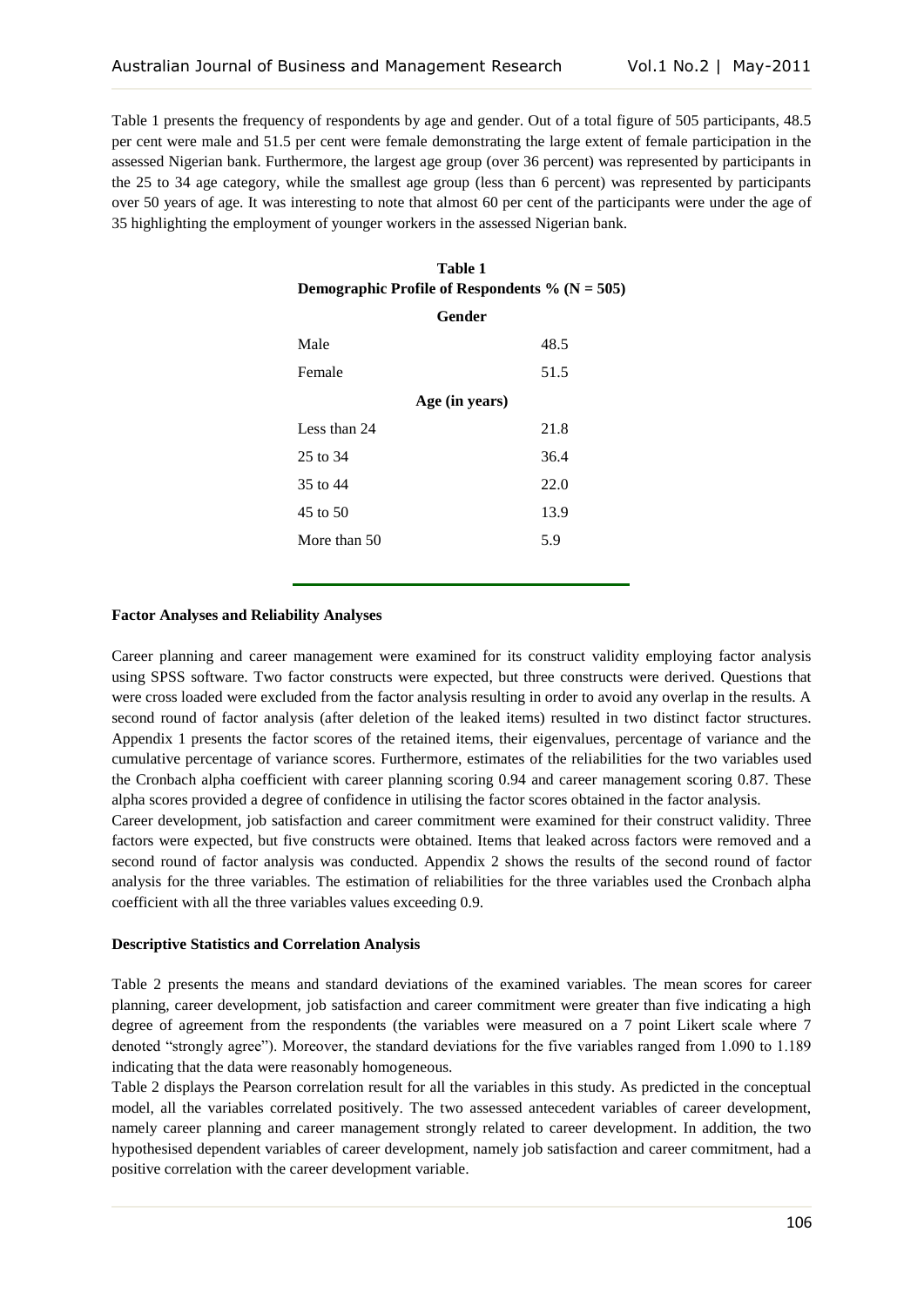Table 1 presents the frequency of respondents by age and gender. Out of a total figure of 505 participants, 48.5 per cent were male and 51.5 per cent were female demonstrating the large extent of female participation in the assessed Nigerian bank. Furthermore, the largest age group (over 36 percent) was represented by participants in the 25 to 34 age category, while the smallest age group (less than 6 percent) was represented by participants over 50 years of age. It was interesting to note that almost 60 per cent of the participants were under the age of 35 highlighting the employment of younger workers in the assessed Nigerian bank.

**Table 1**
**Demographic Profile of Respondents % (N = 505)**

| | |
|---|---|
| **Gender** | |
| Male | 48.5 |
| Female | 51.5 |
| **Age (in years)** | |
| Less than 24 | 21.8 |
| 25 to 34 | 36.4 |
| 35 to 44 | 22.0 |
| 45 to 50 | 13.9 |
| More than 50 | 5.9 |

**Factor Analyses and Reliability Analyses**

Career planning and career management were examined for its construct validity employing factor analysis using SPSS software. Two factor constructs were expected, but three constructs were derived. Questions that were cross loaded were excluded from the factor analysis resulting in order to avoid any overlap in the results. A second round of factor analysis (after deletion of the leaked items) resulted in two distinct factor structures. Appendix 1 presents the factor scores of the retained items, their eigenvalues, percentage of variance and the cumulative percentage of variance scores. Furthermore, estimates of the reliabilities for the two variables used the Cronbach alpha coefficient with career planning scoring 0.94 and career management scoring 0.87. These alpha scores provided a degree of confidence in utilising the factor scores obtained in the factor analysis.

Career development, job satisfaction and career commitment were examined for their construct validity. Three factors were expected, but five constructs were obtained. Items that leaked across factors were removed and a second round of factor analysis was conducted. Appendix 2 shows the results of the second round of factor analysis for the three variables. The estimation of reliabilities for the three variables used the Cronbach alpha coefficient with all the three variables values exceeding 0.9.

**Descriptive Statistics and Correlation Analysis**

Table 2 presents the means and standard deviations of the examined variables. The mean scores for career planning, career development, job satisfaction and career commitment were greater than five indicating a high degree of agreement from the respondents (the variables were measured on a 7 point Likert scale where 7 denoted "strongly agree"). Moreover, the standard deviations for the five variables ranged from 1.090 to 1.189 indicating that the data were reasonably homogeneous.

Table 2 displays the Pearson correlation result for all the variables in this study. As predicted in the conceptual model, all the variables correlated positively. The two assessed antecedent variables of career development, namely career planning and career management strongly related to career development. In addition, the two hypothesised dependent variables of career development, namely job satisfaction and career commitment, had a positive correlation with the career development variable.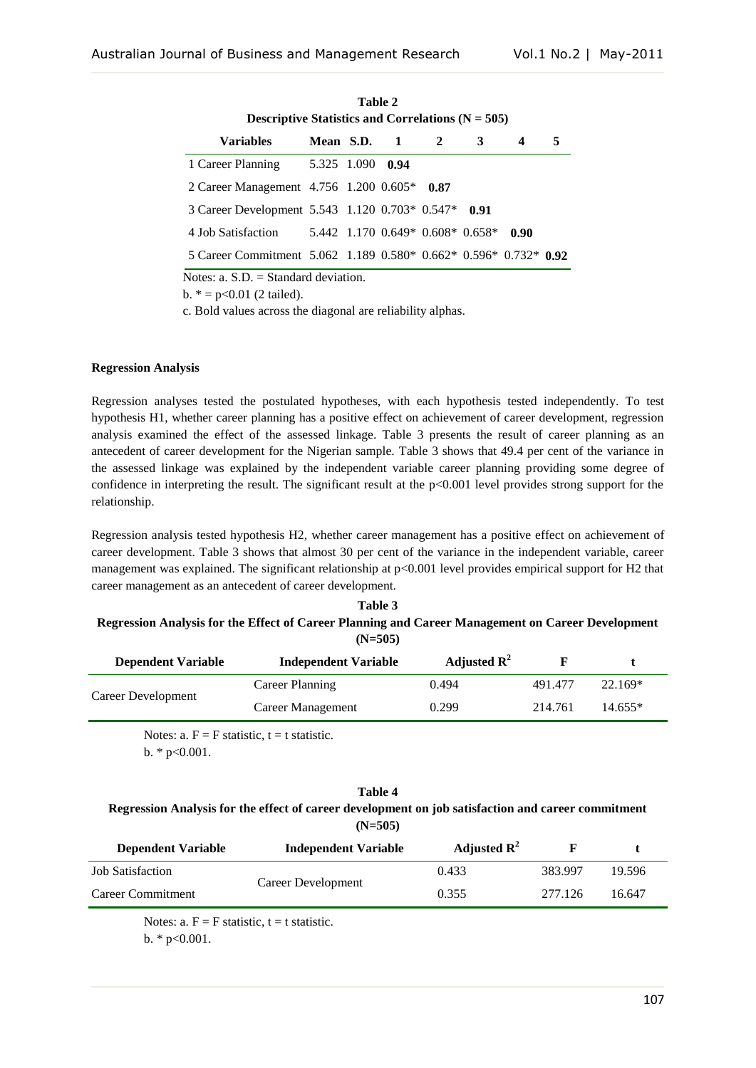**Table 2**
**Descriptive Statistics and Correlations (N = 505)**

| Variables | Mean | S.D. | 1 | 2 | 3 | 4 | 5 |
|---|---|---|---|---|---|---|---|
| 1 Career Planning | 5.325 | 1.090 | **0.94** | | | | |
| 2 Career Management | 4.756 | 1.200 | 0.605* | **0.87** | | | |
| 3 Career Development | 5.543 | 1.120 | 0.703* | 0.547* | **0.91** | | |
| 4 Job Satisfaction | 5.442 | 1.170 | 0.649* | 0.608* | 0.658* | **0.90** | |
| 5 Career Commitment | 5.062 | 1.189 | 0.580* | 0.662* | 0.596* | 0.732* | **0.92** |

Notes: a. S.D. = Standard deviation.

b. * = $p<0.01$ (2 tailed).

c. Bold values across the diagonal are reliability alphas.

#### Regression Analysis

Regression analyses tested the postulated hypotheses, with each hypothesis tested independently. To test hypothesis H1, whether career planning has a positive effect on achievement of career development, regression analysis examined the effect of the assessed linkage. Table 3 presents the result of career planning as an antecedent of career development for the Nigerian sample. Table 3 shows that 49.4 per cent of the variance in the assessed linkage was explained by the independent variable career planning providing some degree of confidence in interpreting the result. The significant result at the $p<0.001$ level provides strong support for the relationship.

Regression analysis tested hypothesis H2, whether career management has a positive effect on achievement of career development. Table 3 shows that almost 30 per cent of the variance in the independent variable, career management was explained. The significant relationship at $p<0.001$ level provides empirical support for H2 that career management as an antecedent of career development.

**Table 3**
**Regression Analysis for the Effect of Career Planning and Career Management on Career Development (N=505)**

| Dependent Variable | Independent Variable | Adjusted $R^2$ | F | t |
|---|---|---|---|---|
| Career Development | Career Planning | 0.494 | 491.477 | 22.169* |
| | Career Management | 0.299 | 214.761 | 14.655* |

Notes: a. F = F statistic, t = t statistic.
b. * $p<0.001$.

**Table 4**
**Regression Analysis for the effect of career development on job satisfaction and career commitment (N=505)**

| Dependent Variable | Independent Variable | Adjusted $R^2$ | F | t |
|---|---|---|---|---|
| Job Satisfaction | Career Development | 0.433 | 383.997 | 19.596 |
| Career Commitment | | 0.355 | 277.126 | 16.647 |

Notes: a. F = F statistic, t = t statistic.
b. * $p<0.001$.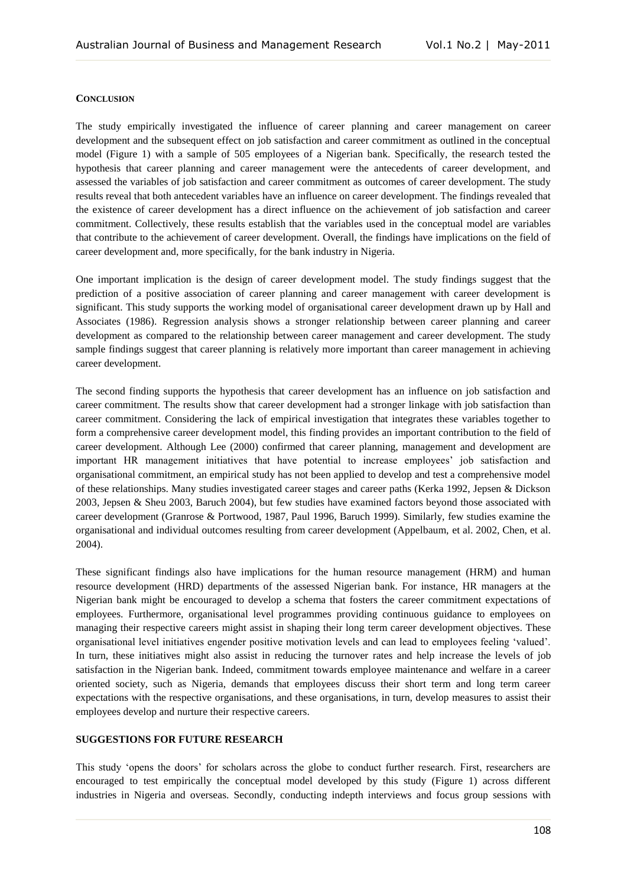## CONCLUSION

The study empirically investigated the influence of career planning and career management on career development and the subsequent effect on job satisfaction and career commitment as outlined in the conceptual model (Figure 1) with a sample of 505 employees of a Nigerian bank. Specifically, the research tested the hypothesis that career planning and career management were the antecedents of career development, and assessed the variables of job satisfaction and career commitment as outcomes of career development. The study results reveal that both antecedent variables have an influence on career development. The findings revealed that the existence of career development has a direct influence on the achievement of job satisfaction and career commitment. Collectively, these results establish that the variables used in the conceptual model are variables that contribute to the achievement of career development. Overall, the findings have implications on the field of career development and, more specifically, for the bank industry in Nigeria.

One important implication is the design of career development model. The study findings suggest that the prediction of a positive association of career planning and career management with career development is significant. This study supports the working model of organisational career development drawn up by Hall and Associates (1986). Regression analysis shows a stronger relationship between career planning and career development as compared to the relationship between career management and career development. The study sample findings suggest that career planning is relatively more important than career management in achieving career development.

The second finding supports the hypothesis that career development has an influence on job satisfaction and career commitment. The results show that career development had a stronger linkage with job satisfaction than career commitment. Considering the lack of empirical investigation that integrates these variables together to form a comprehensive career development model, this finding provides an important contribution to the field of career development. Although Lee (2000) confirmed that career planning, management and development are important HR management initiatives that have potential to increase employees' job satisfaction and organisational commitment, an empirical study has not been applied to develop and test a comprehensive model of these relationships. Many studies investigated career stages and career paths (Kerka 1992, Jepsen & Dickson 2003, Jepsen & Sheu 2003, Baruch 2004), but few studies have examined factors beyond those associated with career development (Granrose & Portwood, 1987, Paul 1996, Baruch 1999). Similarly, few studies examine the organisational and individual outcomes resulting from career development (Appelbaum, et al. 2002, Chen, et al. 2004).

These significant findings also have implications for the human resource management (HRM) and human resource development (HRD) departments of the assessed Nigerian bank. For instance, HR managers at the Nigerian bank might be encouraged to develop a schema that fosters the career commitment expectations of employees. Furthermore, organisational level programmes providing continuous guidance to employees on managing their respective careers might assist in shaping their long term career development objectives. These organisational level initiatives engender positive motivation levels and can lead to employees feeling 'valued'. In turn, these initiatives might also assist in reducing the turnover rates and help increase the levels of job satisfaction in the Nigerian bank. Indeed, commitment towards employee maintenance and welfare in a career oriented society, such as Nigeria, demands that employees discuss their short term and long term career expectations with the respective organisations, and these organisations, in turn, develop measures to assist their employees develop and nurture their respective careers.

## SUGGESTIONS FOR FUTURE RESEARCH

This study 'opens the doors' for scholars across the globe to conduct further research. First, researchers are encouraged to test empirically the conceptual model developed by this study (Figure 1) across different industries in Nigeria and overseas. Secondly, conducting indepth interviews and focus group sessions with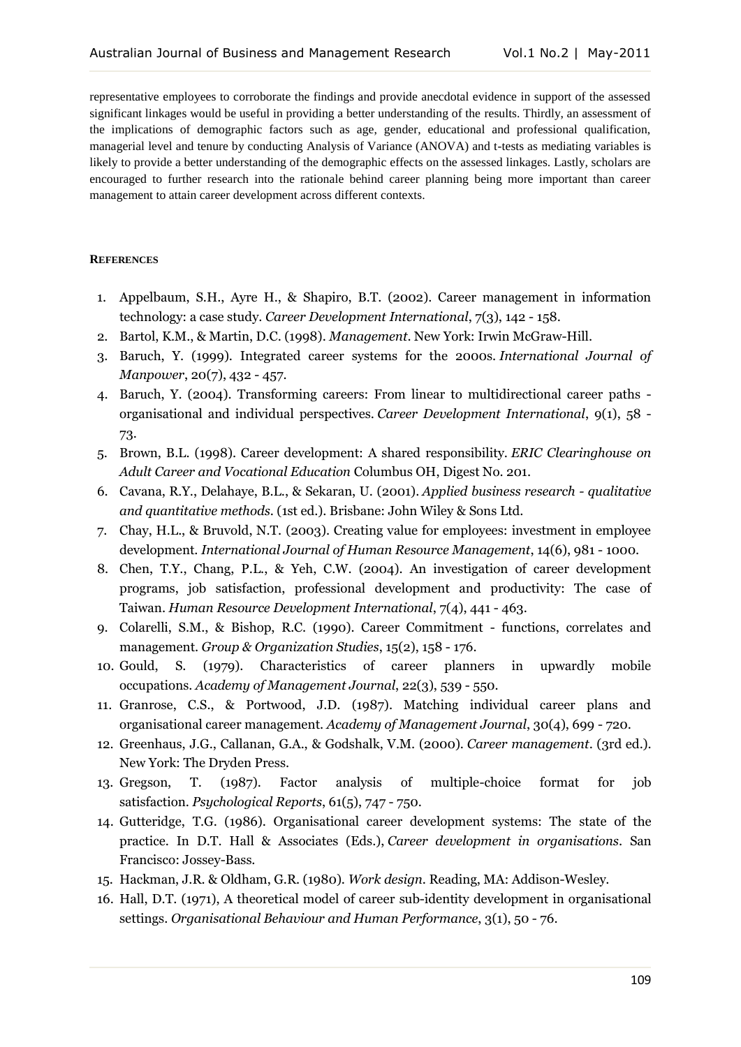representative employees to corroborate the findings and provide anecdotal evidence in support of the assessed significant linkages would be useful in providing a better understanding of the results. Thirdly, an assessment of the implications of demographic factors such as age, gender, educational and professional qualification, managerial level and tenure by conducting Analysis of Variance (ANOVA) and t-tests as mediating variables is likely to provide a better understanding of the demographic effects on the assessed linkages. Lastly, scholars are encouraged to further research into the rationale behind career planning being more important than career management to attain career development across different contexts.

**REFERENCES**

1. Appelbaum, S.H., Ayre H., & Shapiro, B.T. (2002). Career management in information technology: a case study. *Career Development International*, 7(3), 142 - 158.
2. Bartol, K.M., & Martin, D.C. (1998). *Management*. New York: Irwin McGraw-Hill.
3. Baruch, Y. (1999). Integrated career systems for the 2000s. *International Journal of Manpower*, 20(7), 432 - 457.
4. Baruch, Y. (2004). Transforming careers: From linear to multidirectional career paths - organisational and individual perspectives. *Career Development International*, 9(1), 58 - 73.
5. Brown, B.L. (1998). Career development: A shared responsibility. *ERIC Clearinghouse on Adult Career and Vocational Education* Columbus OH, Digest No. 201.
6. Cavana, R.Y., Delahaye, B.L., & Sekaran, U. (2001). *Applied business research - qualitative and quantitative methods*. (1st ed.). Brisbane: John Wiley & Sons Ltd.
7. Chay, H.L., & Bruvold, N.T. (2003). Creating value for employees: investment in employee development. *International Journal of Human Resource Management*, 14(6), 981 - 1000.
8. Chen, T.Y., Chang, P.L., & Yeh, C.W. (2004). An investigation of career development programs, job satisfaction, professional development and productivity: The case of Taiwan. *Human Resource Development International*, 7(4), 441 - 463.
9. Colarelli, S.M., & Bishop, R.C. (1990). Career Commitment - functions, correlates and management. *Group & Organization Studies*, 15(2), 158 - 176.
10. Gould, S. (1979). Characteristics of career planners in upwardly mobile occupations. *Academy of Management Journal*, 22(3), 539 - 550.
11. Granrose, C.S., & Portwood, J.D. (1987). Matching individual career plans and organisational career management. *Academy of Management Journal*, 30(4), 699 - 720.
12. Greenhaus, J.G., Callanan, G.A., & Godshalk, V.M. (2000). *Career management*. (3rd ed.). New York: The Dryden Press.
13. Gregson, T. (1987). Factor analysis of multiple-choice format for job satisfaction. *Psychological Reports*, 61(5), 747 - 750.
14. Gutteridge, T.G. (1986). Organisational career development systems: The state of the practice. In D.T. Hall & Associates (Eds.), *Career development in organisations*. San Francisco: Jossey-Bass.
15. Hackman, J.R. & Oldham, G.R. (1980). *Work design*. Reading, MA: Addison-Wesley.
16. Hall, D.T. (1971), A theoretical model of career sub-identity development in organisational settings. *Organisational Behaviour and Human Performance*, 3(1), 50 - 76.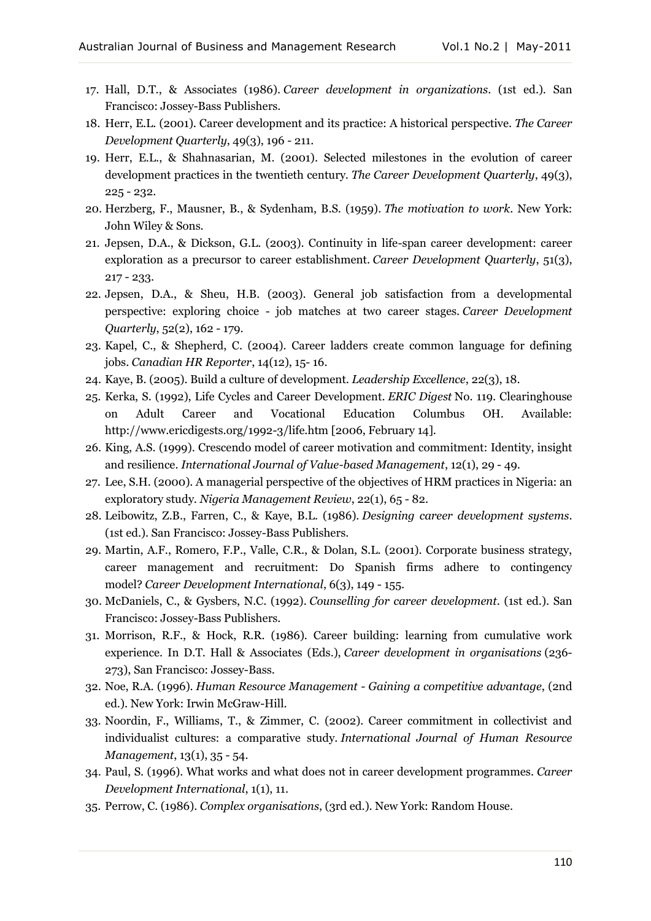17. Hall, D.T., & Associates (1986). *Career development in organizations*. (1st ed.). San Francisco: Jossey-Bass Publishers.
18. Herr, E.L. (2001). Career development and its practice: A historical perspective. *The Career Development Quarterly*, 49(3), 196 - 211.
19. Herr, E.L., & Shahnasarian, M. (2001). Selected milestones in the evolution of career development practices in the twentieth century. *The Career Development Quarterly*, 49(3), 225 - 232.
20. Herzberg, F., Mausner, B., & Sydenham, B.S. (1959). *The motivation to work*. New York: John Wiley & Sons.
21. Jepsen, D.A., & Dickson, G.L. (2003). Continuity in life-span career development: career exploration as a precursor to career establishment. *Career Development Quarterly*, 51(3), 217 - 233.
22. Jepsen, D.A., & Sheu, H.B. (2003). General job satisfaction from a developmental perspective: exploring choice - job matches at two career stages. *Career Development Quarterly*, 52(2), 162 - 179.
23. Kapel, C., & Shepherd, C. (2004). Career ladders create common language for defining jobs. *Canadian HR Reporter*, 14(12), 15- 16.
24. Kaye, B. (2005). Build a culture of development. *Leadership Excellence*, 22(3), 18.
25. Kerka, S. (1992), Life Cycles and Career Development. *ERIC Digest* No. 119. Clearinghouse on Adult Career and Vocational Education Columbus OH. Available: http://www.ericdigests.org/1992-3/life.htm [2006, February 14].
26. King, A.S. (1999). Crescendo model of career motivation and commitment: Identity, insight and resilience. *International Journal of Value-based Management*, 12(1), 29 - 49.
27. Lee, S.H. (2000). A managerial perspective of the objectives of HRM practices in Nigeria: an exploratory study. *Nigeria Management Review*, 22(1), 65 - 82.
28. Leibowitz, Z.B., Farren, C., & Kaye, B.L. (1986). *Designing career development systems*. (1st ed.). San Francisco: Jossey-Bass Publishers.
29. Martin, A.F., Romero, F.P., Valle, C.R., & Dolan, S.L. (2001). Corporate business strategy, career management and recruitment: Do Spanish firms adhere to contingency model? *Career Development International*, 6(3), 149 - 155.
30. McDaniels, C., & Gysbers, N.C. (1992). *Counselling for career development*. (1st ed.). San Francisco: Jossey-Bass Publishers.
31. Morrison, R.F., & Hock, R.R. (1986). Career building: learning from cumulative work experience. In D.T. Hall & Associates (Eds.), *Career development in organisations* (236-273), San Francisco: Jossey-Bass.
32. Noe, R.A. (1996). *Human Resource Management - Gaining a competitive advantage*, (2nd ed.). New York: Irwin McGraw-Hill.
33. Noordin, F., Williams, T., & Zimmer, C. (2002). Career commitment in collectivist and individualist cultures: a comparative study. *International Journal of Human Resource Management*, 13(1), 35 - 54.
34. Paul, S. (1996). What works and what does not in career development programmes. *Career Development International*, 1(1), 11.
35. Perrow, C. (1986). *Complex organisations*, (3rd ed.). New York: Random House.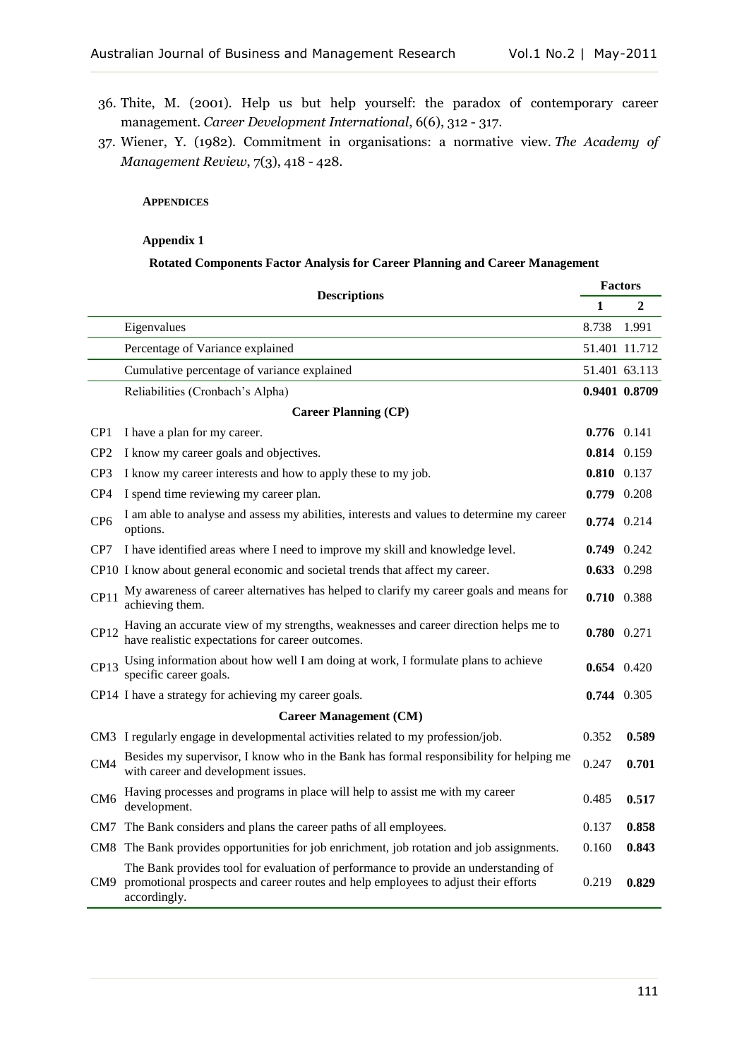36. Thite, M. (2001). Help us but help yourself: the paradox of contemporary career management. *Career Development International*, 6(6), 312 - 317.
37. Wiener, Y. (1982). Commitment in organisations: a normative view. *The Academy of Management Review*, 7(3), 418 - 428.

#### APPENDICES

#### Appendix 1

**Rotated Components Factor Analysis for Career Planning and Career Management**

| | Descriptions | Factors | |
|---|---|---|---|
| | | 1 | 2 |
| | Eigenvalues | 8.738 | 1.991 |
| | Percentage of Variance explained | 51.401 | 11.712 |
| | Cumulative percentage of variance explained | 51.401 | 63.113 |
| | Reliabilities (Cronbach's Alpha) | **0.9401** | **0.8709** |
| | **Career Planning (CP)** | | |
| CP1 | I have a plan for my career. | **0.776** | 0.141 |
| CP2 | I know my career goals and objectives. | **0.814** | 0.159 |
| CP3 | I know my career interests and how to apply these to my job. | **0.810** | 0.137 |
| CP4 | I spend time reviewing my career plan. | **0.779** | 0.208 |
| CP6 | I am able to analyse and assess my abilities, interests and values to determine my career options. | **0.774** | 0.214 |
| CP7 | I have identified areas where I need to improve my skill and knowledge level. | **0.749** | 0.242 |
| CP10 | I know about general economic and societal trends that affect my career. | **0.633** | 0.298 |
| CP11 | My awareness of career alternatives has helped to clarify my career goals and means for achieving them. | **0.710** | 0.388 |
| CP12 | Having an accurate view of my strengths, weaknesses and career direction helps me to have realistic expectations for career outcomes. | **0.780** | 0.271 |
| CP13 | Using information about how well I am doing at work, I formulate plans to achieve specific career goals. | **0.654** | 0.420 |
| CP14 | I have a strategy for achieving my career goals. | **0.744** | 0.305 |
| | **Career Management (CM)** | | |
| CM3 | I regularly engage in developmental activities related to my profession/job. | 0.352 | **0.589** |
| CM4 | Besides my supervisor, I know who in the Bank has formal responsibility for helping me with career and development issues. | 0.247 | **0.701** |
| CM6 | Having processes and programs in place will help to assist me with my career development. | 0.485 | **0.517** |
| CM7 | The Bank considers and plans the career paths of all employees. | 0.137 | **0.858** |
| CM8 | The Bank provides opportunities for job enrichment, job rotation and job assignments. | 0.160 | **0.843** |
| CM9 | The Bank provides tool for evaluation of performance to provide an understanding of promotional prospects and career routes and help employees to adjust their efforts accordingly. | 0.219 | **0.829** |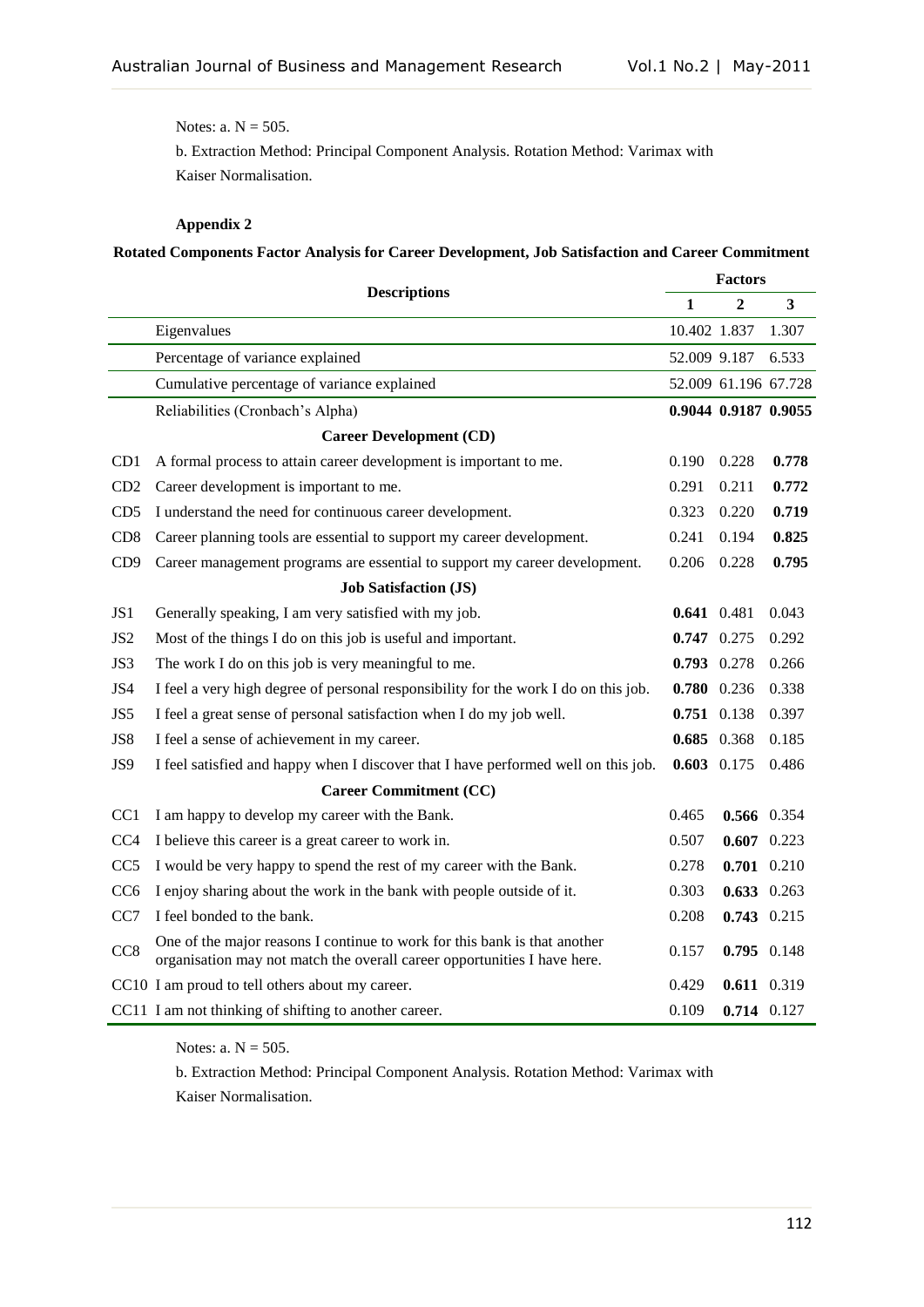Notes: a. N = 505.

b. Extraction Method: Principal Component Analysis. Rotation Method: Varimax with Kaiser Normalisation.

**Appendix 2**

**Rotated Components Factor Analysis for Career Development, Job Satisfaction and Career Commitment**

| | Descriptions | Factors | | |
|---|---|---|---|---|
| | | **1** | **2** | **3** |
| | Eigenvalues | 10.402 | 1.837 | 1.307 |
| | Percentage of variance explained | 52.009 | 9.187 | 6.533 |
| | Cumulative percentage of variance explained | 52.009 | 61.196 | 67.728 |
| | Reliabilities (Cronbach's Alpha) | **0.9044** | **0.9187** | **0.9055** |
| | **Career Development (CD)** | | | |
| CD1 | A formal process to attain career development is important to me. | 0.190 | 0.228 | **0.778** |
| CD2 | Career development is important to me. | 0.291 | 0.211 | **0.772** |
| CD5 | I understand the need for continuous career development. | 0.323 | 0.220 | **0.719** |
| CD8 | Career planning tools are essential to support my career development. | 0.241 | 0.194 | **0.825** |
| CD9 | Career management programs are essential to support my career development. | 0.206 | 0.228 | **0.795** |
| | **Job Satisfaction (JS)** | | | |
| JS1 | Generally speaking, I am very satisfied with my job. | **0.641** | 0.481 | 0.043 |
| JS2 | Most of the things I do on this job is useful and important. | **0.747** | 0.275 | 0.292 |
| JS3 | The work I do on this job is very meaningful to me. | **0.793** | 0.278 | 0.266 |
| JS4 | I feel a very high degree of personal responsibility for the work I do on this job. | **0.780** | 0.236 | 0.338 |
| JS5 | I feel a great sense of personal satisfaction when I do my job well. | **0.751** | 0.138 | 0.397 |
| JS8 | I feel a sense of achievement in my career. | **0.685** | 0.368 | 0.185 |
| JS9 | I feel satisfied and happy when I discover that I have performed well on this job. | **0.603** | 0.175 | 0.486 |
| | **Career Commitment (CC)** | | | |
| CC1 | I am happy to develop my career with the Bank. | 0.465 | **0.566** | 0.354 |
| CC4 | I believe this career is a great career to work in. | 0.507 | **0.607** | 0.223 |
| CC5 | I would be very happy to spend the rest of my career with the Bank. | 0.278 | **0.701** | 0.210 |
| CC6 | I enjoy sharing about the work in the bank with people outside of it. | 0.303 | **0.633** | 0.263 |
| CC7 | I feel bonded to the bank. | 0.208 | **0.743** | 0.215 |
| CC8 | One of the major reasons I continue to work for this bank is that another organisation may not match the overall career opportunities I have here. | 0.157 | **0.795** | 0.148 |
| CC10 | I am proud to tell others about my career. | 0.429 | **0.611** | 0.319 |
| CC11 | I am not thinking of shifting to another career. | 0.109 | **0.714** | 0.127 |

Notes: a. N = 505.

b. Extraction Method: Principal Component Analysis. Rotation Method: Varimax with Kaiser Normalisation.